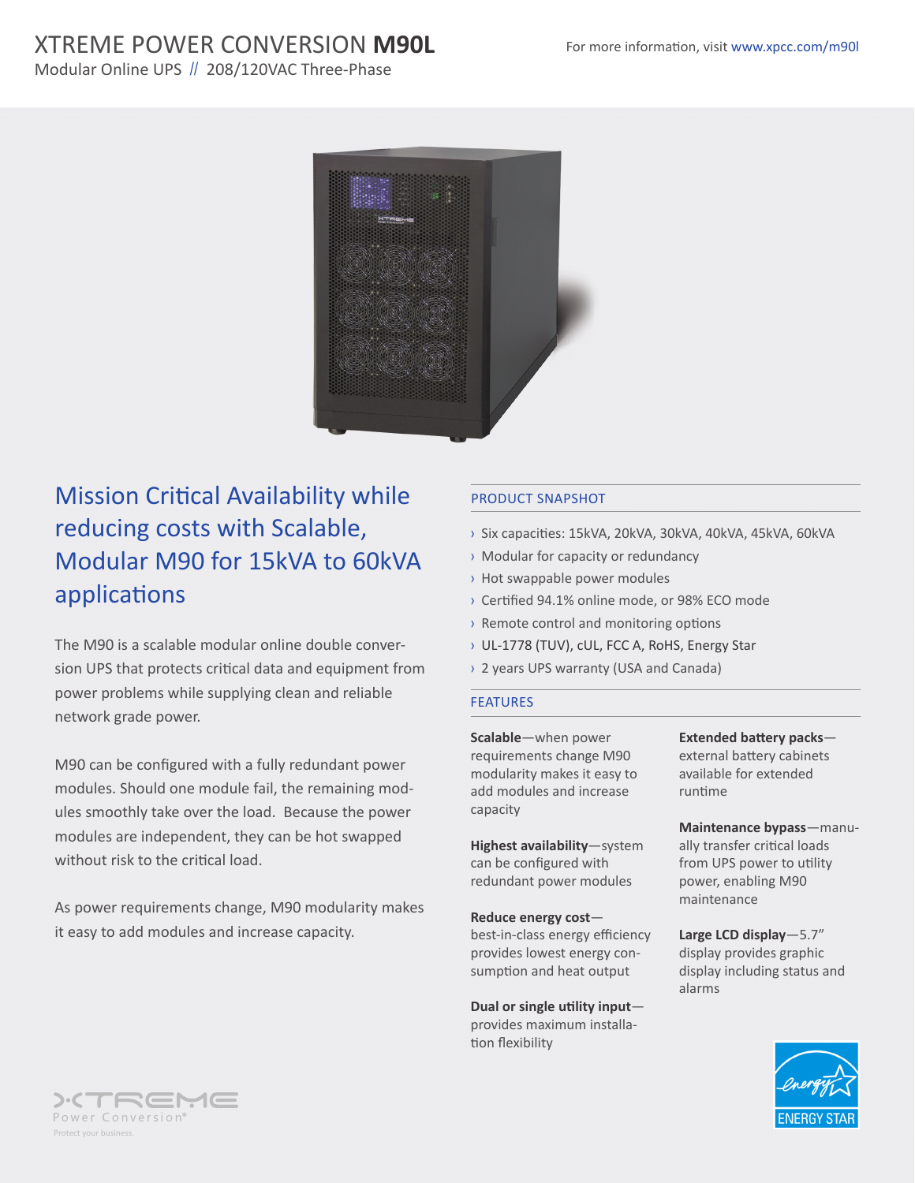# XTREME POWER CONVERSION **M90L**

Modular Online UPS // 208/120VAC Three-Phase

For more information, visit www.xpcc.com/m90l

## Mission Critical Availability while reducing costs with Scalable, Modular M90 for 15kVA to 60kVA applications

The M90 is a scalable modular online double conversion UPS that protects critical data and equipment from power problems while supplying clean and reliable network grade power.

M90 can be configured with a fully redundant power modules. Should one module fail, the remaining modules smoothly take over the load. Because the power modules are independent, they can be hot swapped without risk to the critical load.

As power requirements change, M90 modularity makes it easy to add modules and increase capacity.

### PRODUCT SNAPSHOT

- Six capacities: 15kVA, 20kVA, 30kVA, 40kVA, 45kVA, 60kVA
- Modular for capacity or redundancy
- Hot swappable power modules
- Certified 94.1% online mode, or 98% ECO mode
- Remote control and monitoring options
- UL-1778 (TUV), cUL, FCC A, RoHS, Energy Star
- 2 years UPS warranty (USA and Canada)

### FEATURES

**Scalable**—when power requirements change M90 modularity makes it easy to add modules and increase capacity

**Highest availability**—system can be configured with redundant power modules

**Reduce energy cost**—best-in-class energy efficiency provides lowest energy consumption and heat output

**Dual or single utility input**—provides maximum installation flexibility

**Extended battery packs**—external battery cabinets available for extended runtime

**Maintenance bypass**—manually transfer critical loads from UPS power to utility power, enabling M90 maintenance

**Large LCD display**—5.7" display provides graphic display including status and alarms

XTREME Power Conversion®

Protect your business.

ENERGY STAR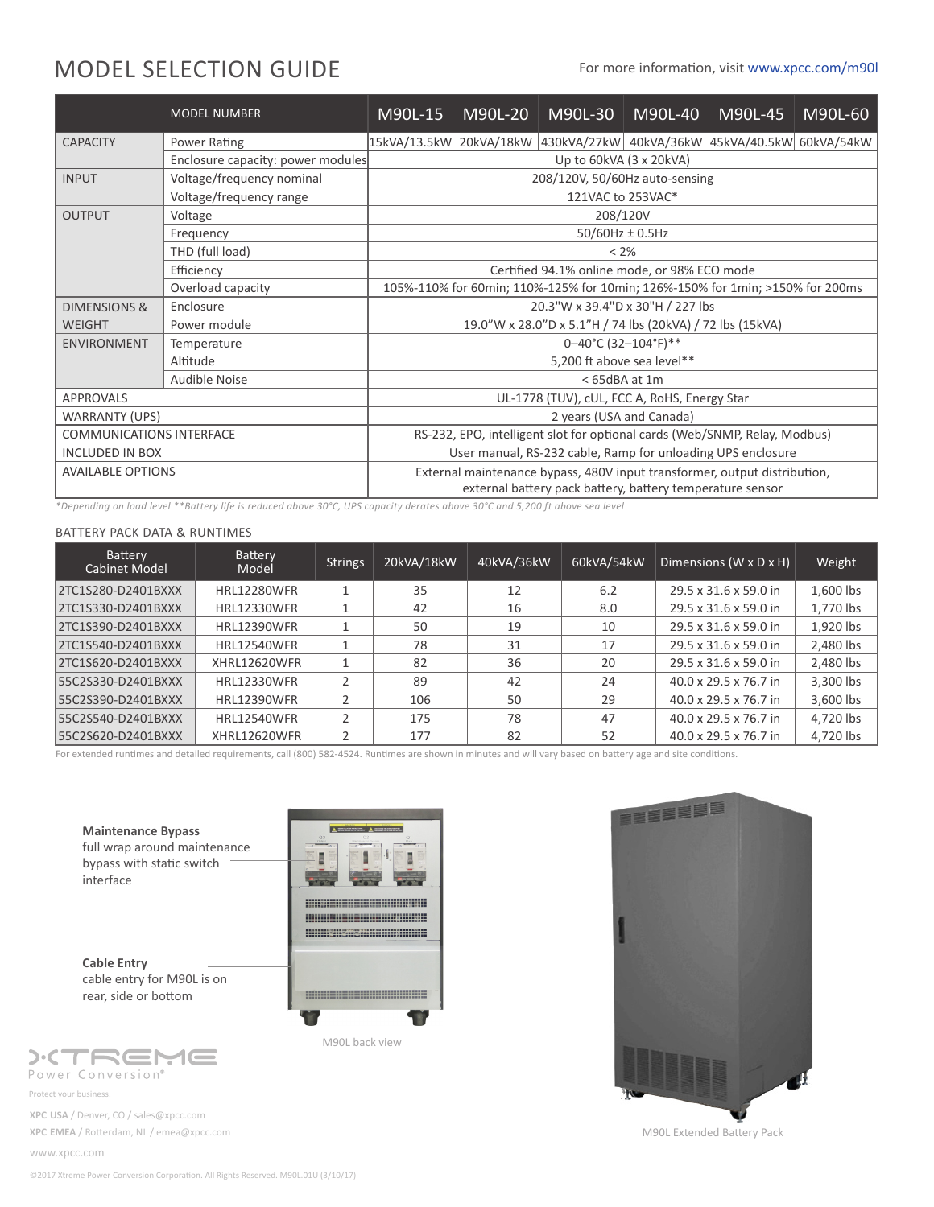# MODEL SELECTION GUIDE

For more information, visit www.xpcc.com/m90l

| | MODEL NUMBER | M90L-15 | M90L-20 | M90L-30 | M90L-40 | M90L-45 | M90L-60 |
|---|---|---|---|---|---|---|---|
| CAPACITY | Power Rating | 15kVA/13.5kW | 20kVA/18kW | 430kVA/27kW | 40kVA/36kW | 45kVA/40.5kW | 60kVA/54kW |
| | Enclosure capacity: power modules | Up to 60kVA (3 x 20kVA) | | | | | |
| INPUT | Voltage/frequency nominal | 208/120V, 50/60Hz auto-sensing | | | | | |
| | Voltage/frequency range | 121VAC to 253VAC* | | | | | |
| OUTPUT | Voltage | 208/120V | | | | | |
| | Frequency | 50/60Hz ± 0.5Hz | | | | | |
| | THD (full load) | < 2% | | | | | |
| | Efficiency | Certified 94.1% online mode, or 98% ECO mode | | | | | |
| | Overload capacity | 105%-110% for 60min; 110%-125% for 10min; 126%-150% for 1min; >150% for 200ms | | | | | |
| DIMENSIONS & WEIGHT | Enclosure | 20.3"W x 39.4"D x 30"H / 227 lbs | | | | | |
| | Power module | 19.0"W x 28.0"D x 5.1"H / 74 lbs (20kVA) / 72 lbs (15kVA) | | | | | |
| ENVIRONMENT | Temperature | 0–40°C (32–104°F)** | | | | | |
| | Altitude | 5,200 ft above sea level** | | | | | |
| | Audible Noise | < 65dBA at 1m | | | | | |
| APPROVALS | | UL-1778 (TUV), cUL, FCC A, RoHS, Energy Star | | | | | |
| WARRANTY (UPS) | | 2 years (USA and Canada) | | | | | |
| COMMUNICATIONS INTERFACE | | RS-232, EPO, intelligent slot for optional cards (Web/SNMP, Relay, Modbus) | | | | | |
| INCLUDED IN BOX | | User manual, RS-232 cable, Ramp for unloading UPS enclosure | | | | | |
| AVAILABLE OPTIONS | | External maintenance bypass, 480V input transformer, output distribution, external battery pack battery, battery temperature sensor | | | | | |

*Depending on load level **Battery life is reduced above 30°C, UPS capacity derates above 30°C and 5,200 ft above sea level*

## BATTERY PACK DATA & RUNTIMES

| Battery Cabinet Model | Battery Model | Strings | 20kVA/18kW | 40kVA/36kW | 60kVA/54kW | Dimensions (W x D x H) | Weight |
|---|---|---|---|---|---|---|---|
| 2TC1S280-D2401BXXX | HRL12280WFR | 1 | 35 | 12 | 6.2 | 29.5 x 31.6 x 59.0 in | 1,600 lbs |
| 2TC1S330-D2401BXXX | HRL12330WFR | 1 | 42 | 16 | 8.0 | 29.5 x 31.6 x 59.0 in | 1,770 lbs |
| 2TC1S390-D2401BXXX | HRL12390WFR | 1 | 50 | 19 | 10 | 29.5 x 31.6 x 59.0 in | 1,920 lbs |
| 2TC1S540-D2401BXXX | HRL12540WFR | 1 | 78 | 31 | 17 | 29.5 x 31.6 x 59.0 in | 2,480 lbs |
| 2TC1S620-D2401BXXX | XHRL12620WFR | 1 | 82 | 36 | 20 | 29.5 x 31.6 x 59.0 in | 2,480 lbs |
| 55C2S330-D2401BXXX | HRL12330WFR | 2 | 89 | 42 | 24 | 40.0 x 29.5 x 76.7 in | 3,300 lbs |
| 55C2S390-D2401BXXX | HRL12390WFR | 2 | 106 | 50 | 29 | 40.0 x 29.5 x 76.7 in | 3,600 lbs |
| 55C2S540-D2401BXXX | HRL12540WFR | 2 | 175 | 78 | 47 | 40.0 x 29.5 x 76.7 in | 4,720 lbs |
| 55C2S620-D2401BXXX | XHRL12620WFR | 2 | 177 | 82 | 52 | 40.0 x 29.5 x 76.7 in | 4,720 lbs |

For extended runtimes and detailed requirements, call (800) 582-4524. Runtimes are shown in minutes and will vary based on battery age and site conditions.

**Maintenance Bypass**
full wrap around maintenance bypass with static switch interface

**Cable Entry**
cable entry for M90L is on rear, side or bottom

M90L back view

M90L Extended Battery Pack

XTREME Power Conversion®

Protect your business.

**XPC USA** / Denver, CO / sales@xpcc.com

**XPC EMEA** / Rotterdam, NL / emea@xpcc.com

www.xpcc.com

©2017 Xtreme Power Conversion Corporation. All Rights Reserved. M90L.01U (3/10/17)